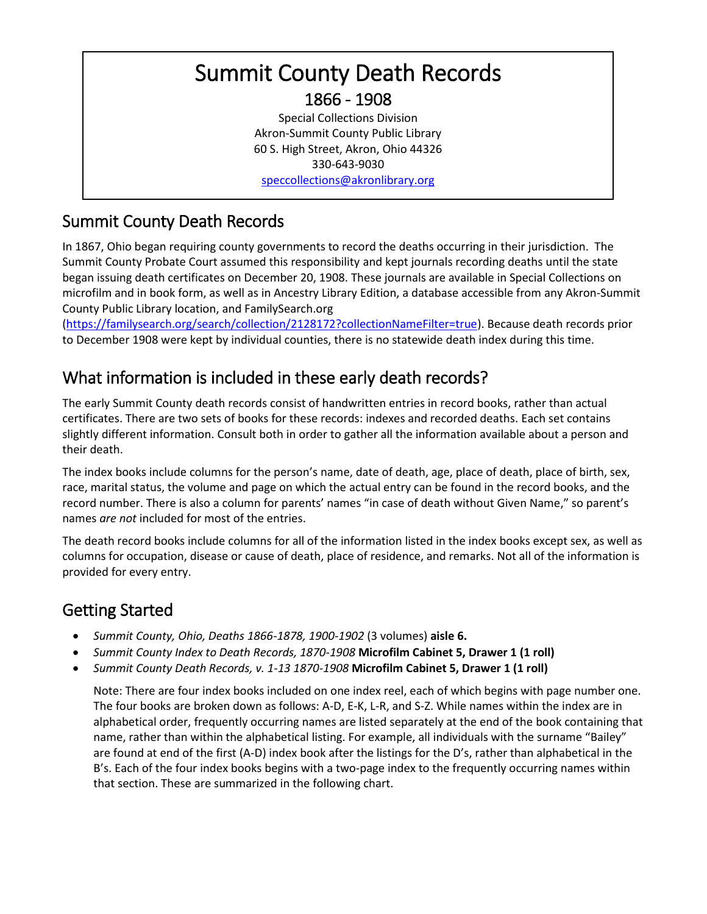# Summit County Death Records

## 1866 - 1908

Special Collections Division
Akron-Summit County Public Library
60 S. High Street, Akron, Ohio 44326
330-643-9030
[speccollections@akronlibrary.org](mailto:speccollections@akronlibrary.org)

## Summit County Death Records

In 1867, Ohio began requiring county governments to record the deaths occurring in their jurisdiction. The Summit County Probate Court assumed this responsibility and kept journals recording deaths until the state began issuing death certificates on December 20, 1908. These journals are available in Special Collections on microfilm and in book form, as well as in Ancestry Library Edition, a database accessible from any Akron-Summit County Public Library location, and FamilySearch.org ([https://familysearch.org/search/collection/2128172?collectionNameFilter=true](https://familysearch.org/search/collection/2128172?collectionNameFilter=true)). Because death records prior to December 1908 were kept by individual counties, there is no statewide death index during this time.

## What information is included in these early death records?

The early Summit County death records consist of handwritten entries in record books, rather than actual certificates. There are two sets of books for these records: indexes and recorded deaths. Each set contains slightly different information. Consult both in order to gather all the information available about a person and their death.

The index books include columns for the person's name, date of death, age, place of death, place of birth, sex, race, marital status, the volume and page on which the actual entry can be found in the record books, and the record number. There is also a column for parents' names "in case of death without Given Name," so parent's names *are not* included for most of the entries.

The death record books include columns for all of the information listed in the index books except sex, as well as columns for occupation, disease or cause of death, place of residence, and remarks. Not all of the information is provided for every entry.

## Getting Started

- *Summit County, Ohio, Deaths 1866-1878, 1900-1902* (3 volumes) **aisle 6.**
- *Summit County Index to Death Records, 1870-1908* **Microfilm Cabinet 5, Drawer 1 (1 roll)**
- *Summit County Death Records, v. 1-13 1870-1908* **Microfilm Cabinet 5, Drawer 1 (1 roll)**

  Note: There are four index books included on one index reel, each of which begins with page number one. The four books are broken down as follows: A-D, E-K, L-R, and S-Z. While names within the index are in alphabetical order, frequently occurring names are listed separately at the end of the book containing that name, rather than within the alphabetical listing. For example, all individuals with the surname "Bailey" are found at end of the first (A-D) index book after the listings for the D's, rather than alphabetical in the B's. Each of the four index books begins with a two-page index to the frequently occurring names within that section. These are summarized in the following chart.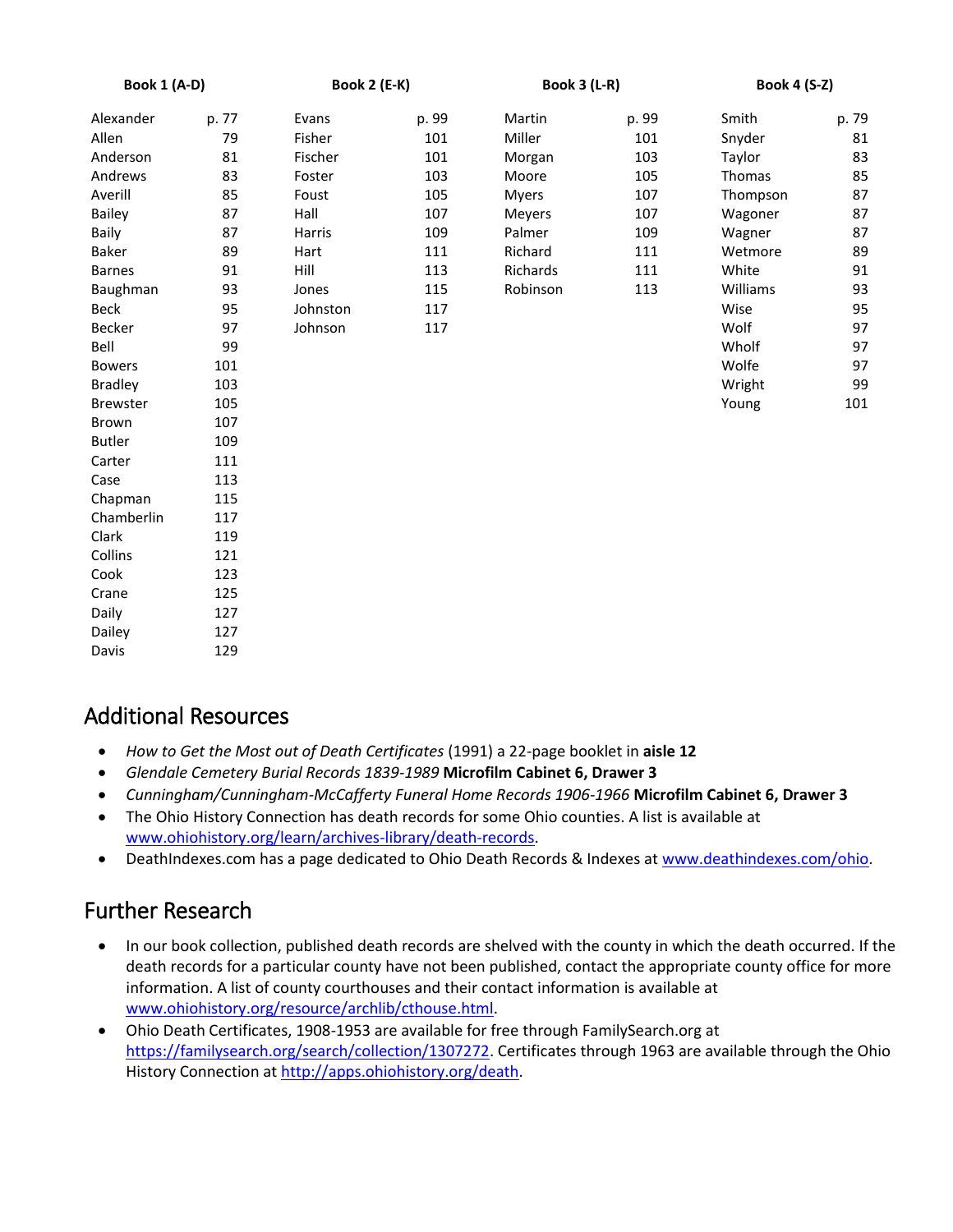**Book 1 (A-D)**

| | |
|---|---|
| Alexander | p. 77 |
| Allen | 79 |
| Anderson | 81 |
| Andrews | 83 |
| Averill | 85 |
| Bailey | 87 |
| Baily | 87 |
| Baker | 89 |
| Barnes | 91 |
| Baughman | 93 |
| Beck | 95 |
| Becker | 97 |
| Bell | 99 |
| Bowers | 101 |
| Bradley | 103 |
| Brewster | 105 |
| Brown | 107 |
| Butler | 109 |
| Carter | 111 |
| Case | 113 |
| Chapman | 115 |
| Chamberlin | 117 |
| Clark | 119 |
| Collins | 121 |
| Cook | 123 |
| Crane | 125 |
| Daily | 127 |
| Dailey | 127 |
| Davis | 129 |

**Book 2 (E-K)**

| | |
|---|---|
| Evans | p. 99 |
| Fisher | 101 |
| Fischer | 101 |
| Foster | 103 |
| Foust | 105 |
| Hall | 107 |
| Harris | 109 |
| Hart | 111 |
| Hill | 113 |
| Jones | 115 |
| Johnston | 117 |
| Johnson | 117 |

**Book 3 (L-R)**

| | |
|---|---|
| Martin | p. 99 |
| Miller | 101 |
| Morgan | 103 |
| Moore | 105 |
| Myers | 107 |
| Meyers | 107 |
| Palmer | 109 |
| Richard | 111 |
| Richards | 111 |
| Robinson | 113 |

**Book 4 (S-Z)**

| | |
|---|---|
| Smith | p. 79 |
| Snyder | 81 |
| Taylor | 83 |
| Thomas | 85 |
| Thompson | 87 |
| Wagoner | 87 |
| Wagner | 87 |
| Wetmore | 89 |
| White | 91 |
| Williams | 93 |
| Wise | 95 |
| Wolf | 97 |
| Wholf | 97 |
| Wolfe | 97 |
| Wright | 99 |
| Young | 101 |

## Additional Resources

- *How to Get the Most out of Death Certificates* (1991) a 22-page booklet in **aisle 12**
- *Glendale Cemetery Burial Records 1839-1989* **Microfilm Cabinet 6, Drawer 3**
- *Cunningham/Cunningham-McCafferty Funeral Home Records 1906-1966* **Microfilm Cabinet 6, Drawer 3**
- The Ohio History Connection has death records for some Ohio counties. A list is available at www.ohiohistory.org/learn/archives-library/death-records.
- DeathIndexes.com has a page dedicated to Ohio Death Records & Indexes at www.deathindexes.com/ohio.

## Further Research

- In our book collection, published death records are shelved with the county in which the death occurred. If the death records for a particular county have not been published, contact the appropriate county office for more information. A list of county courthouses and their contact information is available at www.ohiohistory.org/resource/archlib/cthouse.html.
- Ohio Death Certificates, 1908-1953 are available for free through FamilySearch.org at https://familysearch.org/search/collection/1307272. Certificates through 1963 are available through the Ohio History Connection at http://apps.ohiohistory.org/death.